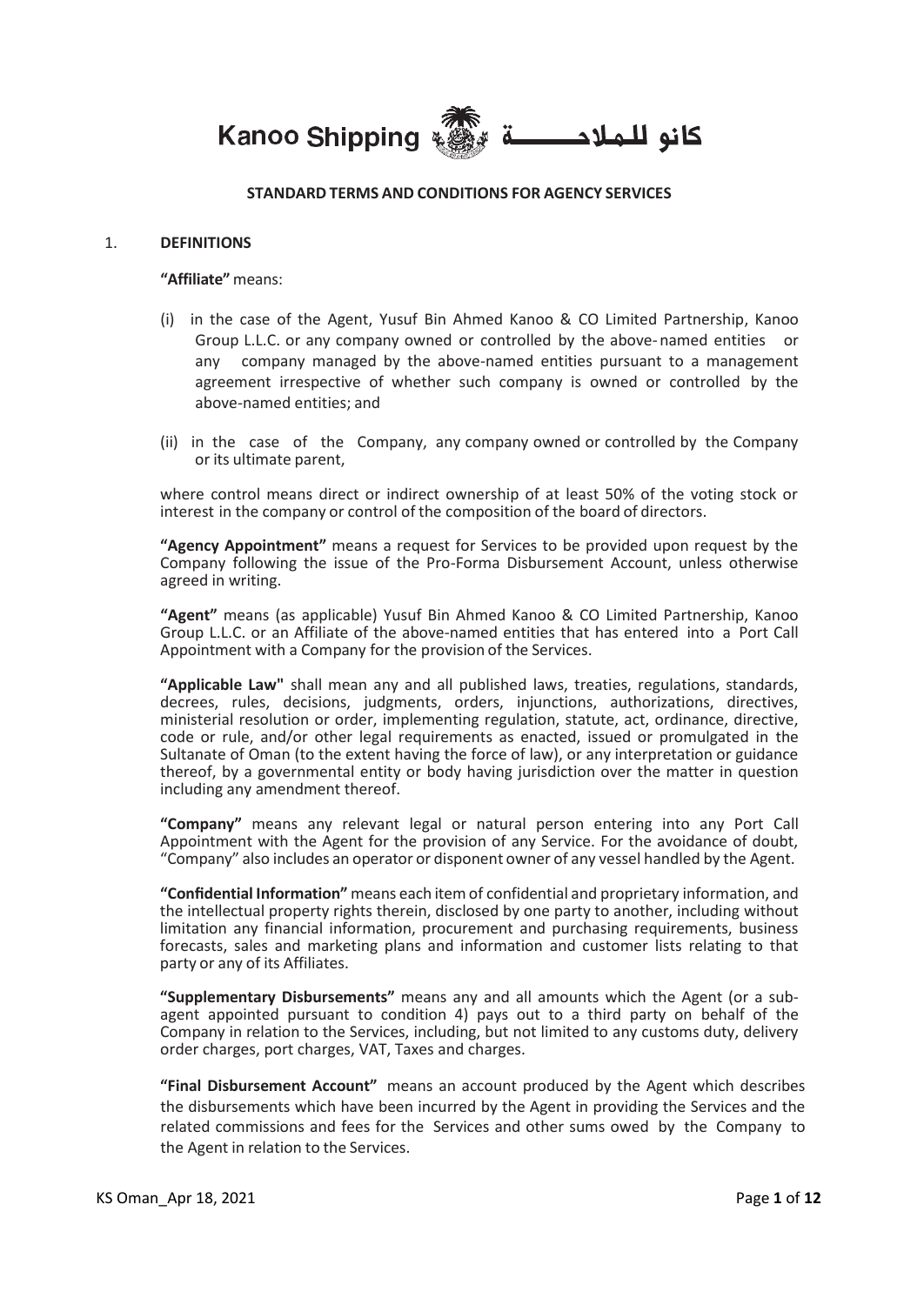Kanoo Shipping كانو للملاحـــــة

**STANDARD TERMS AND CONDITIONS FOR AGENCY SERVICES**

1. **DEFINITIONS**

**"Affiliate"** means:

(i) in the case of the Agent, Yusuf Bin Ahmed Kanoo & CO Limited Partnership, Kanoo Group L.L.C. or any company owned or controlled by the above-named entities or any company managed by the above-named entities pursuant to a management agreement irrespective of whether such company is owned or controlled by the above-named entities; and

(ii) in the case of the Company, any company owned or controlled by the Company or its ultimate parent,

where control means direct or indirect ownership of at least 50% of the voting stock or interest in the company or control of the composition of the board of directors.

**"Agency Appointment"** means a request for Services to be provided upon request by the Company following the issue of the Pro-Forma Disbursement Account, unless otherwise agreed in writing.

**"Agent"** means (as applicable) Yusuf Bin Ahmed Kanoo & CO Limited Partnership, Kanoo Group L.L.C. or an Affiliate of the above-named entities that has entered into a Port Call Appointment with a Company for the provision of the Services.

**"Applicable Law"** shall mean any and all published laws, treaties, regulations, standards, decrees, rules, decisions, judgments, orders, injunctions, authorizations, directives, ministerial resolution or order, implementing regulation, statute, act, ordinance, directive, code or rule, and/or other legal requirements as enacted, issued or promulgated in the Sultanate of Oman (to the extent having the force of law), or any interpretation or guidance thereof, by a governmental entity or body having jurisdiction over the matter in question including any amendment thereof.

**"Company"** means any relevant legal or natural person entering into any Port Call Appointment with the Agent for the provision of any Service. For the avoidance of doubt, "Company" also includes an operator or disponent owner of any vessel handled by the Agent.

**"Confidential Information"** means each item of confidential and proprietary information, and the intellectual property rights therein, disclosed by one party to another, including without limitation any financial information, procurement and purchasing requirements, business forecasts, sales and marketing plans and information and customer lists relating to that party or any of its Affiliates.

**"Supplementary Disbursements"** means any and all amounts which the Agent (or a sub-agent appointed pursuant to condition 4) pays out to a third party on behalf of the Company in relation to the Services, including, but not limited to any customs duty, delivery order charges, port charges, VAT, Taxes and charges.

**"Final Disbursement Account"** means an account produced by the Agent which describes the disbursements which have been incurred by the Agent in providing the Services and the related commissions and fees for the Services and other sums owed by the Company to the Agent in relation to the Services.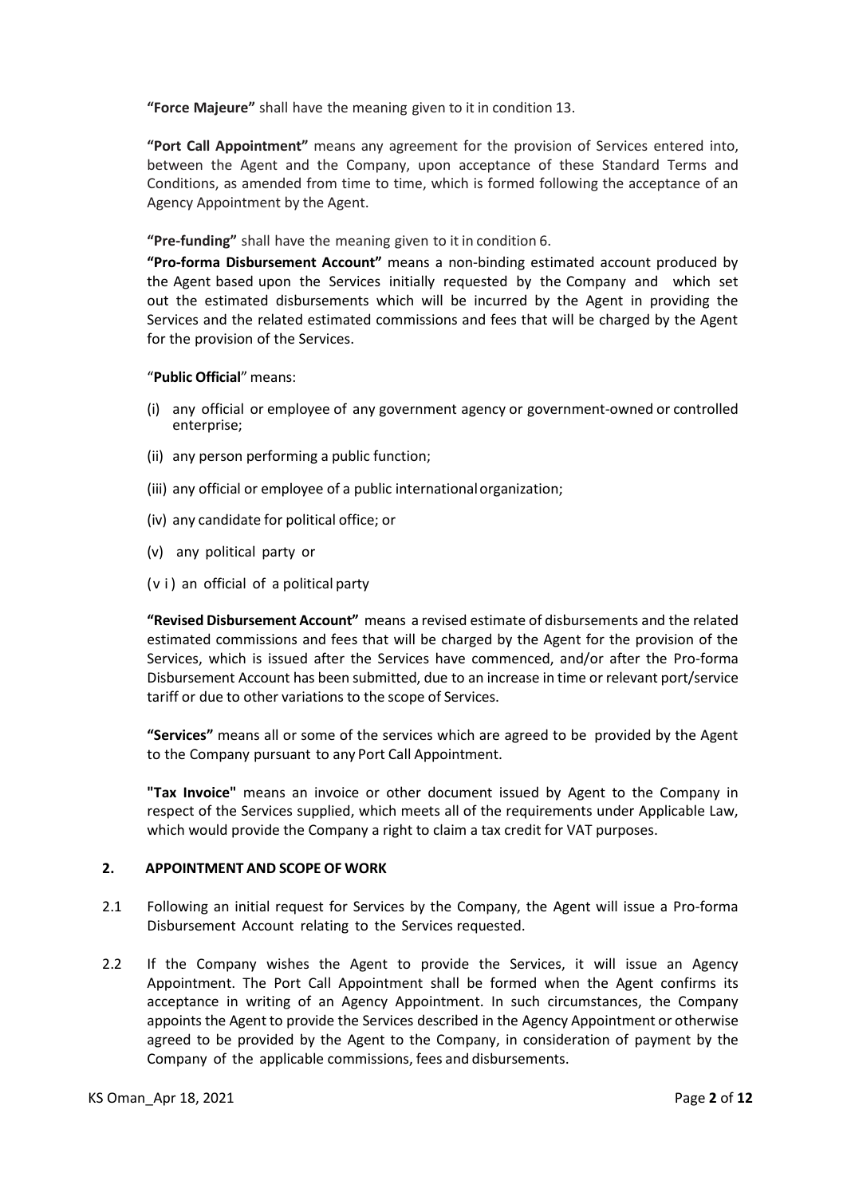**"Force Majeure"** shall have the meaning given to it in condition 13.

**"Port Call Appointment"** means any agreement for the provision of Services entered into, between the Agent and the Company, upon acceptance of these Standard Terms and Conditions, as amended from time to time, which is formed following the acceptance of an Agency Appointment by the Agent.

**"Pre-funding"** shall have the meaning given to it in condition 6.

**"Pro-forma Disbursement Account"** means a non-binding estimated account produced by the Agent based upon the Services initially requested by the Company and which set out the estimated disbursements which will be incurred by the Agent in providing the Services and the related estimated commissions and fees that will be charged by the Agent for the provision of the Services.

"**Public Official**" means:

(i) any official or employee of any government agency or government-owned or controlled enterprise;

(ii) any person performing a public function;

(iii) any official or employee of a public international organization;

(iv) any candidate for political office; or

(v) any political party or

(vi) an official of a political party

**"Revised Disbursement Account"** means a revised estimate of disbursements and the related estimated commissions and fees that will be charged by the Agent for the provision of the Services, which is issued after the Services have commenced, and/or after the Pro-forma Disbursement Account has been submitted, due to an increase in time or relevant port/service tariff or due to other variations to the scope of Services.

**"Services"** means all or some of the services which are agreed to be provided by the Agent to the Company pursuant to any Port Call Appointment.

**"Tax Invoice"** means an invoice or other document issued by Agent to the Company in respect of the Services supplied, which meets all of the requirements under Applicable Law, which would provide the Company a right to claim a tax credit for VAT purposes.

## 2. APPOINTMENT AND SCOPE OF WORK

2.1 Following an initial request for Services by the Company, the Agent will issue a Pro-forma Disbursement Account relating to the Services requested.

2.2 If the Company wishes the Agent to provide the Services, it will issue an Agency Appointment. The Port Call Appointment shall be formed when the Agent confirms its acceptance in writing of an Agency Appointment. In such circumstances, the Company appoints the Agent to provide the Services described in the Agency Appointment or otherwise agreed to be provided by the Agent to the Company, in consideration of payment by the Company of the applicable commissions, fees and disbursements.

KS Oman_Apr 18, 2021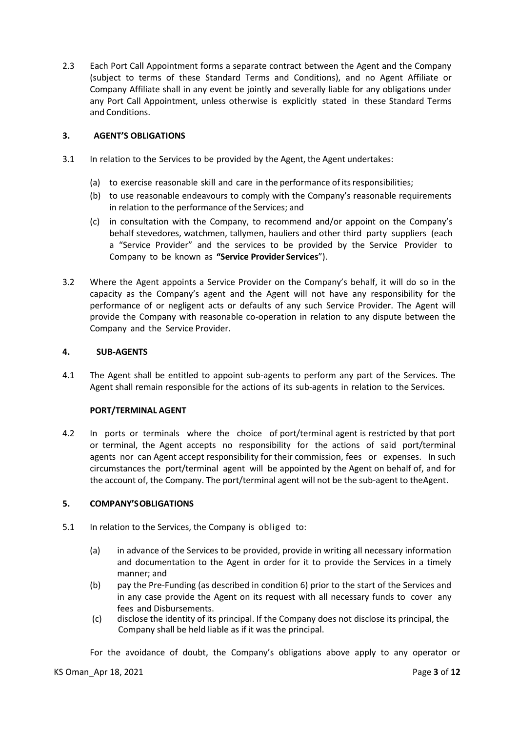2.3 Each Port Call Appointment forms a separate contract between the Agent and the Company (subject to terms of these Standard Terms and Conditions), and no Agent Affiliate or Company Affiliate shall in any event be jointly and severally liable for any obligations under any Port Call Appointment, unless otherwise is explicitly stated in these Standard Terms and Conditions.

### 3. AGENT'S OBLIGATIONS

3.1 In relation to the Services to be provided by the Agent, the Agent undertakes:

(a) to exercise reasonable skill and care in the performance of its responsibilities;

(b) to use reasonable endeavours to comply with the Company's reasonable requirements in relation to the performance of the Services; and

(c) in consultation with the Company, to recommend and/or appoint on the Company's behalf stevedores, watchmen, tallymen, hauliers and other third party suppliers (each a "Service Provider" and the services to be provided by the Service Provider to Company to be known as **"Service Provider Services"**).

3.2 Where the Agent appoints a Service Provider on the Company's behalf, it will do so in the capacity as the Company's agent and the Agent will not have any responsibility for the performance of or negligent acts or defaults of any such Service Provider. The Agent will provide the Company with reasonable co-operation in relation to any dispute between the Company and the Service Provider.

### 4. SUB-AGENTS

4.1 The Agent shall be entitled to appoint sub-agents to perform any part of the Services. The Agent shall remain responsible for the actions of its sub-agents in relation to the Services.

**PORT/TERMINAL AGENT**

4.2 In ports or terminals where the choice of port/terminal agent is restricted by that port or terminal, the Agent accepts no responsibility for the actions of said port/terminal agents nor can Agent accept responsibility for their commission, fees or expenses. In such circumstances the port/terminal agent will be appointed by the Agent on behalf of, and for the account of, the Company. The port/terminal agent will not be the sub-agent to theAgent.

### 5. COMPANY'SOBLIGATIONS

5.1 In relation to the Services, the Company is obliged to:

(a) in advance of the Services to be provided, provide in writing all necessary information and documentation to the Agent in order for it to provide the Services in a timely manner; and

(b) pay the Pre-Funding (as described in condition 6) prior to the start of the Services and in any case provide the Agent on its request with all necessary funds to cover any fees and Disbursements.

(c) disclose the identity of its principal. If the Company does not disclose its principal, the Company shall be held liable as if it was the principal.

For the avoidance of doubt, the Company's obligations above apply to any operator or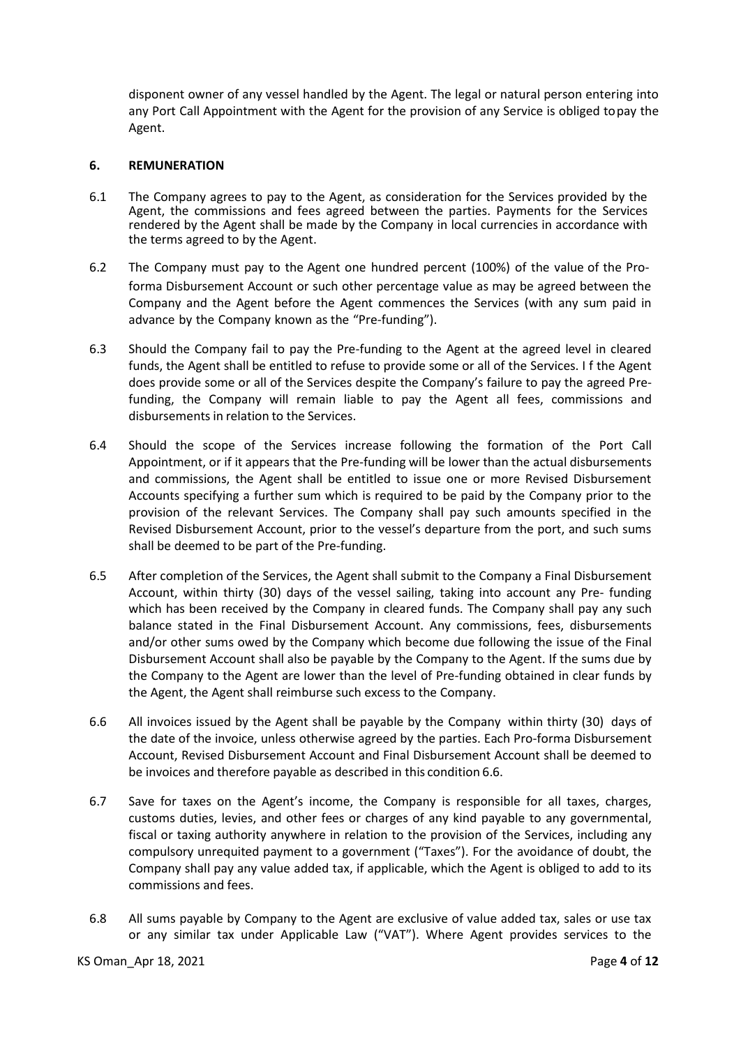disponent owner of any vessel handled by the Agent. The legal or natural person entering into any Port Call Appointment with the Agent for the provision of any Service is obliged topay the Agent.

## 6. REMUNERATION

6.1 The Company agrees to pay to the Agent, as consideration for the Services provided by the Agent, the commissions and fees agreed between the parties. Payments for the Services rendered by the Agent shall be made by the Company in local currencies in accordance with the terms agreed to by the Agent.

6.2 The Company must pay to the Agent one hundred percent (100%) of the value of the Pro-forma Disbursement Account or such other percentage value as may be agreed between the Company and the Agent before the Agent commences the Services (with any sum paid in advance by the Company known as the "Pre-funding").

6.3 Should the Company fail to pay the Pre-funding to the Agent at the agreed level in cleared funds, the Agent shall be entitled to refuse to provide some or all of the Services. I f the Agent does provide some or all of the Services despite the Company's failure to pay the agreed Pre-funding, the Company will remain liable to pay the Agent all fees, commissions and disbursements in relation to the Services.

6.4 Should the scope of the Services increase following the formation of the Port Call Appointment, or if it appears that the Pre-funding will be lower than the actual disbursements and commissions, the Agent shall be entitled to issue one or more Revised Disbursement Accounts specifying a further sum which is required to be paid by the Company prior to the provision of the relevant Services. The Company shall pay such amounts specified in the Revised Disbursement Account, prior to the vessel's departure from the port, and such sums shall be deemed to be part of the Pre-funding.

6.5 After completion of the Services, the Agent shall submit to the Company a Final Disbursement Account, within thirty (30) days of the vessel sailing, taking into account any Pre- funding which has been received by the Company in cleared funds. The Company shall pay any such balance stated in the Final Disbursement Account. Any commissions, fees, disbursements and/or other sums owed by the Company which become due following the issue of the Final Disbursement Account shall also be payable by the Company to the Agent. If the sums due by the Company to the Agent are lower than the level of Pre-funding obtained in clear funds by the Agent, the Agent shall reimburse such excess to the Company.

6.6 All invoices issued by the Agent shall be payable by the Company within thirty (30) days of the date of the invoice, unless otherwise agreed by the parties. Each Pro-forma Disbursement Account, Revised Disbursement Account and Final Disbursement Account shall be deemed to be invoices and therefore payable as described in this condition 6.6.

6.7 Save for taxes on the Agent's income, the Company is responsible for all taxes, charges, customs duties, levies, and other fees or charges of any kind payable to any governmental, fiscal or taxing authority anywhere in relation to the provision of the Services, including any compulsory unrequited payment to a government ("Taxes"). For the avoidance of doubt, the Company shall pay any value added tax, if applicable, which the Agent is obliged to add to its commissions and fees.

6.8 All sums payable by Company to the Agent are exclusive of value added tax, sales or use tax or any similar tax under Applicable Law ("VAT"). Where Agent provides services to the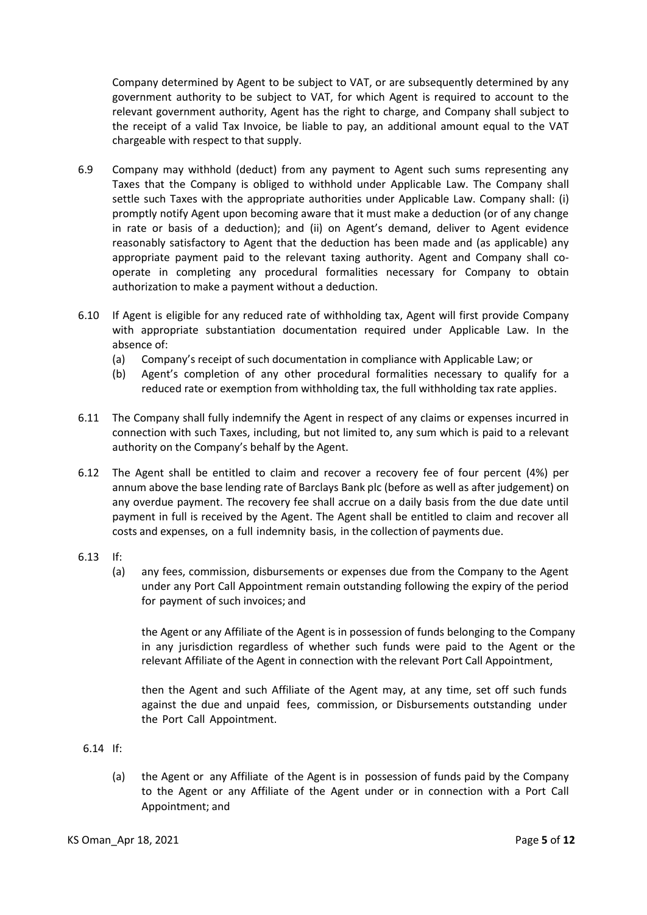Company determined by Agent to be subject to VAT, or are subsequently determined by any government authority to be subject to VAT, for which Agent is required to account to the relevant government authority, Agent has the right to charge, and Company shall subject to the receipt of a valid Tax Invoice, be liable to pay, an additional amount equal to the VAT chargeable with respect to that supply.

6.9 Company may withhold (deduct) from any payment to Agent such sums representing any Taxes that the Company is obliged to withhold under Applicable Law. The Company shall settle such Taxes with the appropriate authorities under Applicable Law. Company shall: (i) promptly notify Agent upon becoming aware that it must make a deduction (or of any change in rate or basis of a deduction); and (ii) on Agent's demand, deliver to Agent evidence reasonably satisfactory to Agent that the deduction has been made and (as applicable) any appropriate payment paid to the relevant taxing authority. Agent and Company shall co-operate in completing any procedural formalities necessary for Company to obtain authorization to make a payment without a deduction.

6.10 If Agent is eligible for any reduced rate of withholding tax, Agent will first provide Company with appropriate substantiation documentation required under Applicable Law. In the absence of:

(a) Company's receipt of such documentation in compliance with Applicable Law; or

(b) Agent's completion of any other procedural formalities necessary to qualify for a reduced rate or exemption from withholding tax, the full withholding tax rate applies.

6.11 The Company shall fully indemnify the Agent in respect of any claims or expenses incurred in connection with such Taxes, including, but not limited to, any sum which is paid to a relevant authority on the Company's behalf by the Agent.

6.12 The Agent shall be entitled to claim and recover a recovery fee of four percent (4%) per annum above the base lending rate of Barclays Bank plc (before as well as after judgement) on any overdue payment. The recovery fee shall accrue on a daily basis from the due date until payment in full is received by the Agent. The Agent shall be entitled to claim and recover all costs and expenses, on a full indemnity basis, in the collection of payments due.

6.13 If:

(a) any fees, commission, disbursements or expenses due from the Company to the Agent under any Port Call Appointment remain outstanding following the expiry of the period for payment of such invoices; and

the Agent or any Affiliate of the Agent is in possession of funds belonging to the Company in any jurisdiction regardless of whether such funds were paid to the Agent or the relevant Affiliate of the Agent in connection with the relevant Port Call Appointment,

then the Agent and such Affiliate of the Agent may, at any time, set off such funds against the due and unpaid fees, commission, or Disbursements outstanding under the Port Call Appointment.

6.14 If:

(a) the Agent or any Affiliate of the Agent is in possession of funds paid by the Company to the Agent or any Affiliate of the Agent under or in connection with a Port Call Appointment; and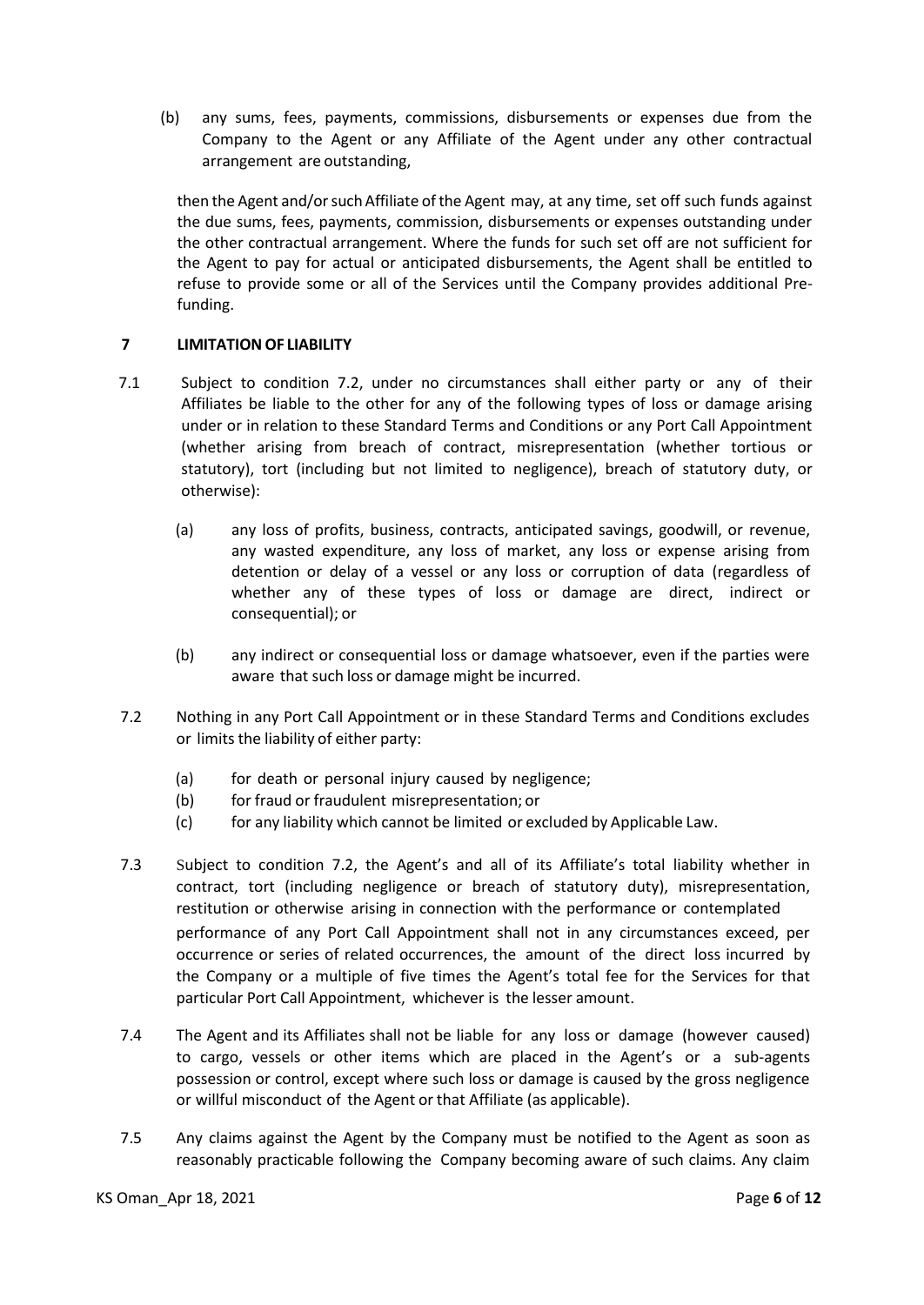(b) any sums, fees, payments, commissions, disbursements or expenses due from the Company to the Agent or any Affiliate of the Agent under any other contractual arrangement are outstanding,

then the Agent and/or such Affiliate of the Agent may, at any time, set off such funds against the due sums, fees, payments, commission, disbursements or expenses outstanding under the other contractual arrangement. Where the funds for such set off are not sufficient for the Agent to pay for actual or anticipated disbursements, the Agent shall be entitled to refuse to provide some or all of the Services until the Company provides additional Pre-funding.

## 7 LIMITATION OF LIABILITY

7.1 Subject to condition 7.2, under no circumstances shall either party or any of their Affiliates be liable to the other for any of the following types of loss or damage arising under or in relation to these Standard Terms and Conditions or any Port Call Appointment (whether arising from breach of contract, misrepresentation (whether tortious or statutory), tort (including but not limited to negligence), breach of statutory duty, or otherwise):

(a) any loss of profits, business, contracts, anticipated savings, goodwill, or revenue, any wasted expenditure, any loss of market, any loss or expense arising from detention or delay of a vessel or any loss or corruption of data (regardless of whether any of these types of loss or damage are direct, indirect or consequential); or

(b) any indirect or consequential loss or damage whatsoever, even if the parties were aware that such loss or damage might be incurred.

7.2 Nothing in any Port Call Appointment or in these Standard Terms and Conditions excludes or limits the liability of either party:

(a) for death or personal injury caused by negligence;
(b) for fraud or fraudulent misrepresentation; or
(c) for any liability which cannot be limited or excluded by Applicable Law.

7.3 Subject to condition 7.2, the Agent's and all of its Affiliate's total liability whether in contract, tort (including negligence or breach of statutory duty), misrepresentation, restitution or otherwise arising in connection with the performance or contemplated performance of any Port Call Appointment shall not in any circumstances exceed, per occurrence or series of related occurrences, the amount of the direct loss incurred by the Company or a multiple of five times the Agent's total fee for the Services for that particular Port Call Appointment, whichever is the lesser amount.

7.4 The Agent and its Affiliates shall not be liable for any loss or damage (however caused) to cargo, vessels or other items which are placed in the Agent's or a sub-agents possession or control, except where such loss or damage is caused by the gross negligence or willful misconduct of the Agent or that Affiliate (as applicable).

7.5 Any claims against the Agent by the Company must be notified to the Agent as soon as reasonably practicable following the Company becoming aware of such claims. Any claim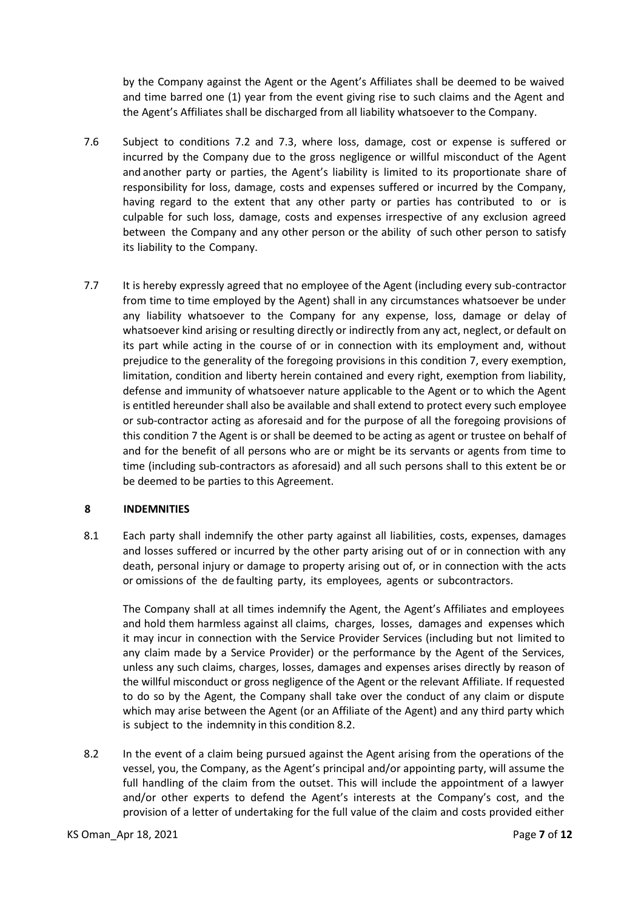by the Company against the Agent or the Agent's Affiliates shall be deemed to be waived and time barred one (1) year from the event giving rise to such claims and the Agent and the Agent's Affiliates shall be discharged from all liability whatsoever to the Company.

7.6 Subject to conditions 7.2 and 7.3, where loss, damage, cost or expense is suffered or incurred by the Company due to the gross negligence or willful misconduct of the Agent and another party or parties, the Agent's liability is limited to its proportionate share of responsibility for loss, damage, costs and expenses suffered or incurred by the Company, having regard to the extent that any other party or parties has contributed to or is culpable for such loss, damage, costs and expenses irrespective of any exclusion agreed between the Company and any other person or the ability of such other person to satisfy its liability to the Company.

7.7 It is hereby expressly agreed that no employee of the Agent (including every sub-contractor from time to time employed by the Agent) shall in any circumstances whatsoever be under any liability whatsoever to the Company for any expense, loss, damage or delay of whatsoever kind arising or resulting directly or indirectly from any act, neglect, or default on its part while acting in the course of or in connection with its employment and, without prejudice to the generality of the foregoing provisions in this condition 7, every exemption, limitation, condition and liberty herein contained and every right, exemption from liability, defense and immunity of whatsoever nature applicable to the Agent or to which the Agent is entitled hereunder shall also be available and shall extend to protect every such employee or sub-contractor acting as aforesaid and for the purpose of all the foregoing provisions of this condition 7 the Agent is or shall be deemed to be acting as agent or trustee on behalf of and for the benefit of all persons who are or might be its servants or agents from time to time (including sub-contractors as aforesaid) and all such persons shall to this extent be or be deemed to be parties to this Agreement.

## 8 INDEMNITIES

8.1 Each party shall indemnify the other party against all liabilities, costs, expenses, damages and losses suffered or incurred by the other party arising out of or in connection with any death, personal injury or damage to property arising out of, or in connection with the acts or omissions of the de faulting party, its employees, agents or subcontractors.

The Company shall at all times indemnify the Agent, the Agent's Affiliates and employees and hold them harmless against all claims, charges, losses, damages and expenses which it may incur in connection with the Service Provider Services (including but not limited to any claim made by a Service Provider) or the performance by the Agent of the Services, unless any such claims, charges, losses, damages and expenses arises directly by reason of the willful misconduct or gross negligence of the Agent or the relevant Affiliate. If requested to do so by the Agent, the Company shall take over the conduct of any claim or dispute which may arise between the Agent (or an Affiliate of the Agent) and any third party which is subject to the indemnity in this condition 8.2.

8.2 In the event of a claim being pursued against the Agent arising from the operations of the vessel, you, the Company, as the Agent's principal and/or appointing party, will assume the full handling of the claim from the outset. This will include the appointment of a lawyer and/or other experts to defend the Agent's interests at the Company's cost, and the provision of a letter of undertaking for the full value of the claim and costs provided either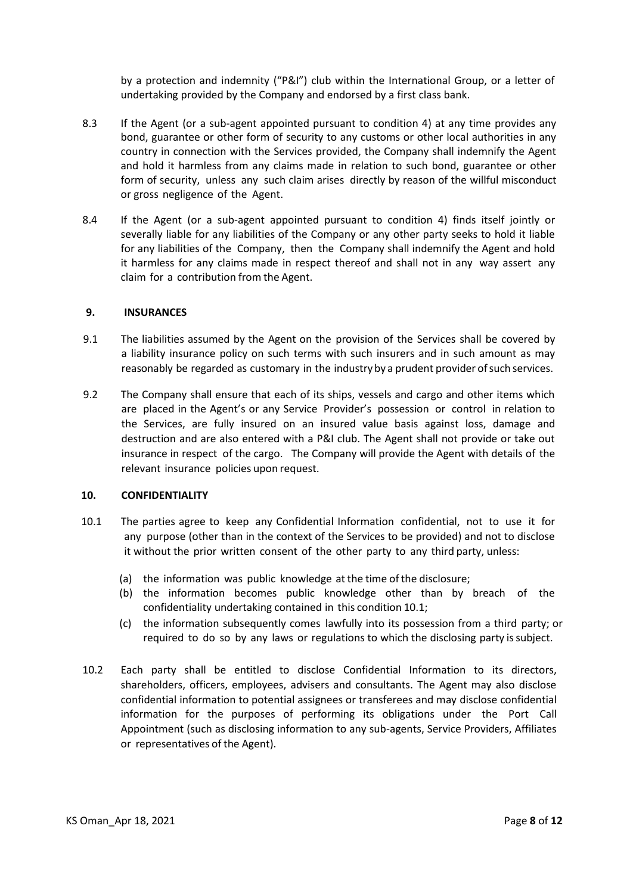by a protection and indemnity ("P&I") club within the International Group, or a letter of undertaking provided by the Company and endorsed by a first class bank.

8.3 If the Agent (or a sub-agent appointed pursuant to condition 4) at any time provides any bond, guarantee or other form of security to any customs or other local authorities in any country in connection with the Services provided, the Company shall indemnify the Agent and hold it harmless from any claims made in relation to such bond, guarantee or other form of security, unless any such claim arises directly by reason of the willful misconduct or gross negligence of the Agent.

8.4 If the Agent (or a sub-agent appointed pursuant to condition 4) finds itself jointly or severally liable for any liabilities of the Company or any other party seeks to hold it liable for any liabilities of the Company, then the Company shall indemnify the Agent and hold it harmless for any claims made in respect thereof and shall not in any way assert any claim for a contribution from the Agent.

## 9. INSURANCES

9.1 The liabilities assumed by the Agent on the provision of the Services shall be covered by a liability insurance policy on such terms with such insurers and in such amount as may reasonably be regarded as customary in the industry by a prudent provider of such services.

9.2 The Company shall ensure that each of its ships, vessels and cargo and other items which are placed in the Agent's or any Service Provider's possession or control in relation to the Services, are fully insured on an insured value basis against loss, damage and destruction and are also entered with a P&I club. The Agent shall not provide or take out insurance in respect of the cargo. The Company will provide the Agent with details of the relevant insurance policies upon request.

## 10. CONFIDENTIALITY

10.1 The parties agree to keep any Confidential Information confidential, not to use it for any purpose (other than in the context of the Services to be provided) and not to disclose it without the prior written consent of the other party to any third party, unless:

(a) the information was public knowledge at the time of the disclosure;
(b) the information becomes public knowledge other than by breach of the confidentiality undertaking contained in this condition 10.1;
(c) the information subsequently comes lawfully into its possession from a third party; or required to do so by any laws or regulations to which the disclosing party is subject.

10.2 Each party shall be entitled to disclose Confidential Information to its directors, shareholders, officers, employees, advisers and consultants. The Agent may also disclose confidential information to potential assignees or transferees and may disclose confidential information for the purposes of performing its obligations under the Port Call Appointment (such as disclosing information to any sub-agents, Service Providers, Affiliates or representatives of the Agent).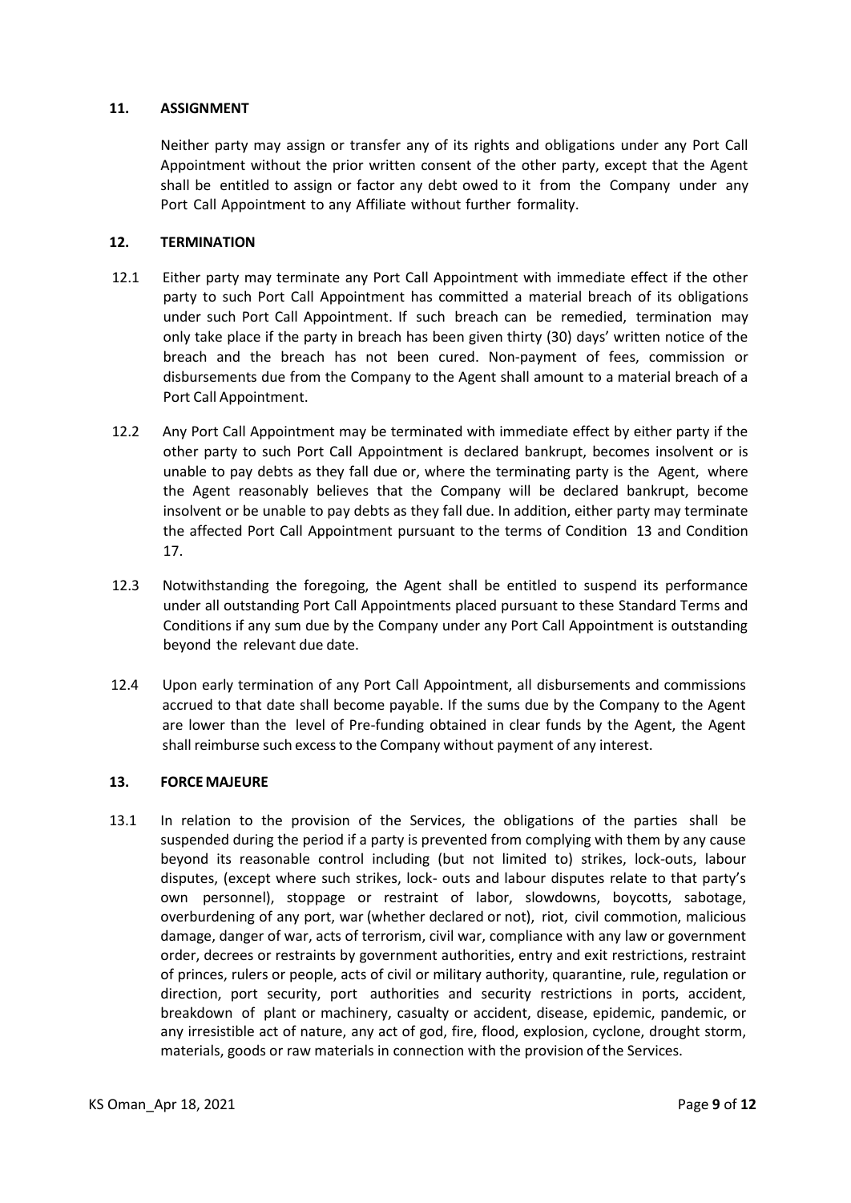## 11. ASSIGNMENT

Neither party may assign or transfer any of its rights and obligations under any Port Call Appointment without the prior written consent of the other party, except that the Agent shall be entitled to assign or factor any debt owed to it from the Company under any Port Call Appointment to any Affiliate without further formality.

## 12. TERMINATION

12.1 Either party may terminate any Port Call Appointment with immediate effect if the other party to such Port Call Appointment has committed a material breach of its obligations under such Port Call Appointment. If such breach can be remedied, termination may only take place if the party in breach has been given thirty (30) days' written notice of the breach and the breach has not been cured. Non-payment of fees, commission or disbursements due from the Company to the Agent shall amount to a material breach of a Port Call Appointment.

12.2 Any Port Call Appointment may be terminated with immediate effect by either party if the other party to such Port Call Appointment is declared bankrupt, becomes insolvent or is unable to pay debts as they fall due or, where the terminating party is the Agent, where the Agent reasonably believes that the Company will be declared bankrupt, become insolvent or be unable to pay debts as they fall due. In addition, either party may terminate the affected Port Call Appointment pursuant to the terms of Condition 13 and Condition 17.

12.3 Notwithstanding the foregoing, the Agent shall be entitled to suspend its performance under all outstanding Port Call Appointments placed pursuant to these Standard Terms and Conditions if any sum due by the Company under any Port Call Appointment is outstanding beyond the relevant due date.

12.4 Upon early termination of any Port Call Appointment, all disbursements and commissions accrued to that date shall become payable. If the sums due by the Company to the Agent are lower than the level of Pre-funding obtained in clear funds by the Agent, the Agent shall reimburse such excess to the Company without payment of any interest.

## 13. FORCE MAJEURE

13.1 In relation to the provision of the Services, the obligations of the parties shall be suspended during the period if a party is prevented from complying with them by any cause beyond its reasonable control including (but not limited to) strikes, lock-outs, labour disputes, (except where such strikes, lock- outs and labour disputes relate to that party's own personnel), stoppage or restraint of labor, slowdowns, boycotts, sabotage, overburdening of any port, war (whether declared or not), riot, civil commotion, malicious damage, danger of war, acts of terrorism, civil war, compliance with any law or government order, decrees or restraints by government authorities, entry and exit restrictions, restraint of princes, rulers or people, acts of civil or military authority, quarantine, rule, regulation or direction, port security, port authorities and security restrictions in ports, accident, breakdown of plant or machinery, casualty or accident, disease, epidemic, pandemic, or any irresistible act of nature, any act of god, fire, flood, explosion, cyclone, drought storm, materials, goods or raw materials in connection with the provision of the Services.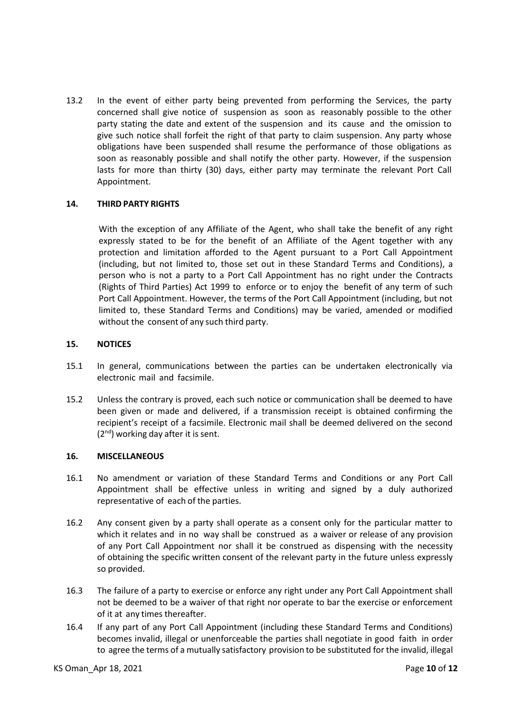13.2 In the event of either party being prevented from performing the Services, the party concerned shall give notice of suspension as soon as reasonably possible to the other party stating the date and extent of the suspension and its cause and the omission to give such notice shall forfeit the right of that party to claim suspension. Any party whose obligations have been suspended shall resume the performance of those obligations as soon as reasonably possible and shall notify the other party. However, if the suspension lasts for more than thirty (30) days, either party may terminate the relevant Port Call Appointment.

## 14. THIRD PARTY RIGHTS

With the exception of any Affiliate of the Agent, who shall take the benefit of any right expressly stated to be for the benefit of an Affiliate of the Agent together with any protection and limitation afforded to the Agent pursuant to a Port Call Appointment (including, but not limited to, those set out in these Standard Terms and Conditions), a person who is not a party to a Port Call Appointment has no right under the Contracts (Rights of Third Parties) Act 1999 to enforce or to enjoy the benefit of any term of such Port Call Appointment. However, the terms of the Port Call Appointment (including, but not limited to, these Standard Terms and Conditions) may be varied, amended or modified without the consent of any such third party.

## 15. NOTICES

15.1 In general, communications between the parties can be undertaken electronically via electronic mail and facsimile.

15.2 Unless the contrary is proved, each such notice or communication shall be deemed to have been given or made and delivered, if a transmission receipt is obtained confirming the recipient's receipt of a facsimile. Electronic mail shall be deemed delivered on the second (2nd) working day after it is sent.

## 16. MISCELLANEOUS

16.1 No amendment or variation of these Standard Terms and Conditions or any Port Call Appointment shall be effective unless in writing and signed by a duly authorized representative of each of the parties.

16.2 Any consent given by a party shall operate as a consent only for the particular matter to which it relates and in no way shall be construed as a waiver or release of any provision of any Port Call Appointment nor shall it be construed as dispensing with the necessity of obtaining the specific written consent of the relevant party in the future unless expressly so provided.

16.3 The failure of a party to exercise or enforce any right under any Port Call Appointment shall not be deemed to be a waiver of that right nor operate to bar the exercise or enforcement of it at any times thereafter.

16.4 If any part of any Port Call Appointment (including these Standard Terms and Conditions) becomes invalid, illegal or unenforceable the parties shall negotiate in good faith in order to agree the terms of a mutually satisfactory provision to be substituted for the invalid, illegal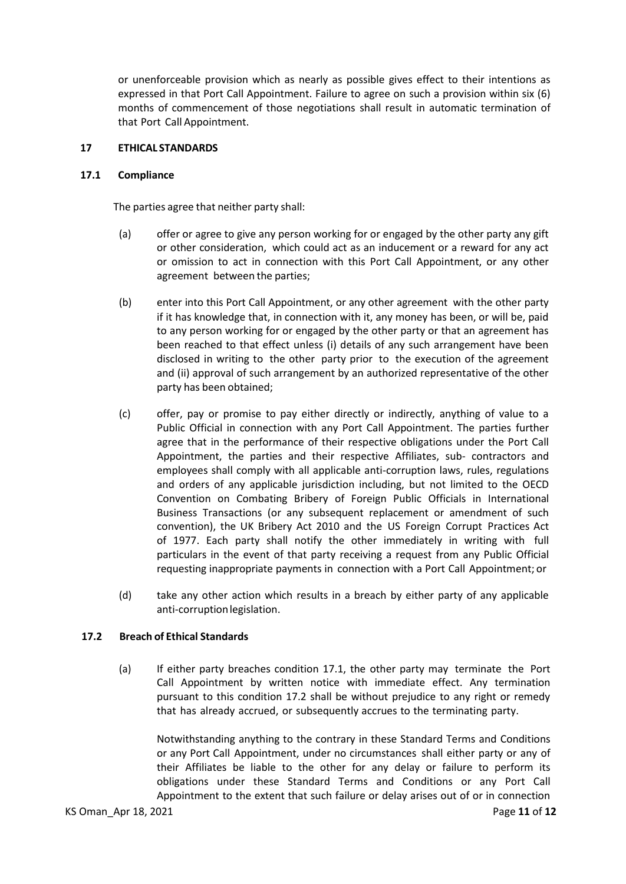or unenforceable provision which as nearly as possible gives effect to their intentions as expressed in that Port Call Appointment. Failure to agree on such a provision within six (6) months of commencement of those negotiations shall result in automatic termination of that Port Call Appointment.

## 17 ETHICAL STANDARDS

### 17.1 Compliance

The parties agree that neither party shall:

(a) offer or agree to give any person working for or engaged by the other party any gift or other consideration, which could act as an inducement or a reward for any act or omission to act in connection with this Port Call Appointment, or any other agreement between the parties;

(b) enter into this Port Call Appointment, or any other agreement with the other party if it has knowledge that, in connection with it, any money has been, or will be, paid to any person working for or engaged by the other party or that an agreement has been reached to that effect unless (i) details of any such arrangement have been disclosed in writing to the other party prior to the execution of the agreement and (ii) approval of such arrangement by an authorized representative of the other party has been obtained;

(c) offer, pay or promise to pay either directly or indirectly, anything of value to a Public Official in connection with any Port Call Appointment. The parties further agree that in the performance of their respective obligations under the Port Call Appointment, the parties and their respective Affiliates, sub- contractors and employees shall comply with all applicable anti-corruption laws, rules, regulations and orders of any applicable jurisdiction including, but not limited to the OECD Convention on Combating Bribery of Foreign Public Officials in International Business Transactions (or any subsequent replacement or amendment of such convention), the UK Bribery Act 2010 and the US Foreign Corrupt Practices Act of 1977. Each party shall notify the other immediately in writing with full particulars in the event of that party receiving a request from any Public Official requesting inappropriate payments in connection with a Port Call Appointment; or

(d) take any other action which results in a breach by either party of any applicable anti-corruption legislation.

### 17.2 Breach of Ethical Standards

(a) If either party breaches condition 17.1, the other party may terminate the Port Call Appointment by written notice with immediate effect. Any termination pursuant to this condition 17.2 shall be without prejudice to any right or remedy that has already accrued, or subsequently accrues to the terminating party.

Notwithstanding anything to the contrary in these Standard Terms and Conditions or any Port Call Appointment, under no circumstances shall either party or any of their Affiliates be liable to the other for any delay or failure to perform its obligations under these Standard Terms and Conditions or any Port Call Appointment to the extent that such failure or delay arises out of or in connection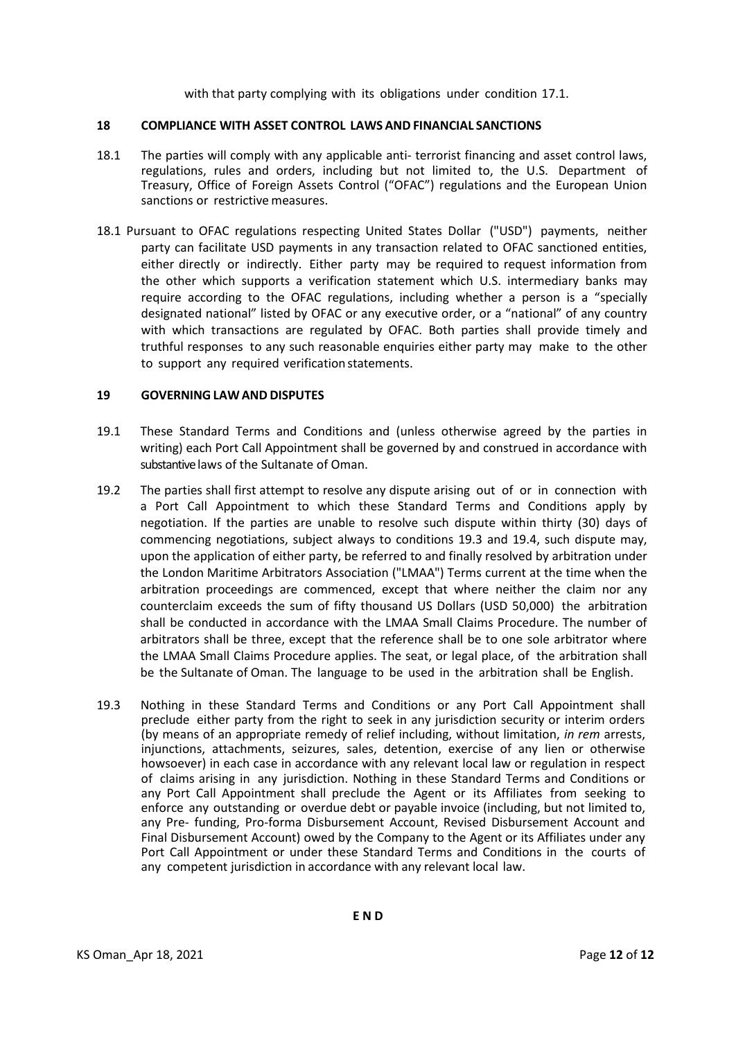with that party complying with its obligations under condition 17.1.

**18 COMPLIANCE WITH ASSET CONTROL LAWS AND FINANCIAL SANCTIONS**

18.1 The parties will comply with any applicable anti- terrorist financing and asset control laws, regulations, rules and orders, including but not limited to, the U.S. Department of Treasury, Office of Foreign Assets Control ("OFAC") regulations and the European Union sanctions or restrictive measures.

18.1 Pursuant to OFAC regulations respecting United States Dollar ("USD") payments, neither party can facilitate USD payments in any transaction related to OFAC sanctioned entities, either directly or indirectly. Either party may be required to request information from the other which supports a verification statement which U.S. intermediary banks may require according to the OFAC regulations, including whether a person is a "specially designated national" listed by OFAC or any executive order, or a "national" of any country with which transactions are regulated by OFAC. Both parties shall provide timely and truthful responses to any such reasonable enquiries either party may make to the other to support any required verification statements.

**19 GOVERNING LAW AND DISPUTES**

19.1 These Standard Terms and Conditions and (unless otherwise agreed by the parties in writing) each Port Call Appointment shall be governed by and construed in accordance with substantive laws of the Sultanate of Oman.

19.2 The parties shall first attempt to resolve any dispute arising out of or in connection with a Port Call Appointment to which these Standard Terms and Conditions apply by negotiation. If the parties are unable to resolve such dispute within thirty (30) days of commencing negotiations, subject always to conditions 19.3 and 19.4, such dispute may, upon the application of either party, be referred to and finally resolved by arbitration under the London Maritime Arbitrators Association ("LMAA") Terms current at the time when the arbitration proceedings are commenced, except that where neither the claim nor any counterclaim exceeds the sum of fifty thousand US Dollars (USD 50,000) the arbitration shall be conducted in accordance with the LMAA Small Claims Procedure. The number of arbitrators shall be three, except that the reference shall be to one sole arbitrator where the LMAA Small Claims Procedure applies. The seat, or legal place, of the arbitration shall be the Sultanate of Oman. The language to be used in the arbitration shall be English.

19.3 Nothing in these Standard Terms and Conditions or any Port Call Appointment shall preclude either party from the right to seek in any jurisdiction security or interim orders (by means of an appropriate remedy of relief including, without limitation, *in rem* arrests, injunctions, attachments, seizures, sales, detention, exercise of any lien or otherwise howsoever) in each case in accordance with any relevant local law or regulation in respect of claims arising in any jurisdiction. Nothing in these Standard Terms and Conditions or any Port Call Appointment shall preclude the Agent or its Affiliates from seeking to enforce any outstanding or overdue debt or payable invoice (including, but not limited to, any Pre- funding, Pro-forma Disbursement Account, Revised Disbursement Account and Final Disbursement Account) owed by the Company to the Agent or its Affiliates under any Port Call Appointment or under these Standard Terms and Conditions in the courts of any competent jurisdiction in accordance with any relevant local law.

**END**

KS Oman_Apr 18, 2021